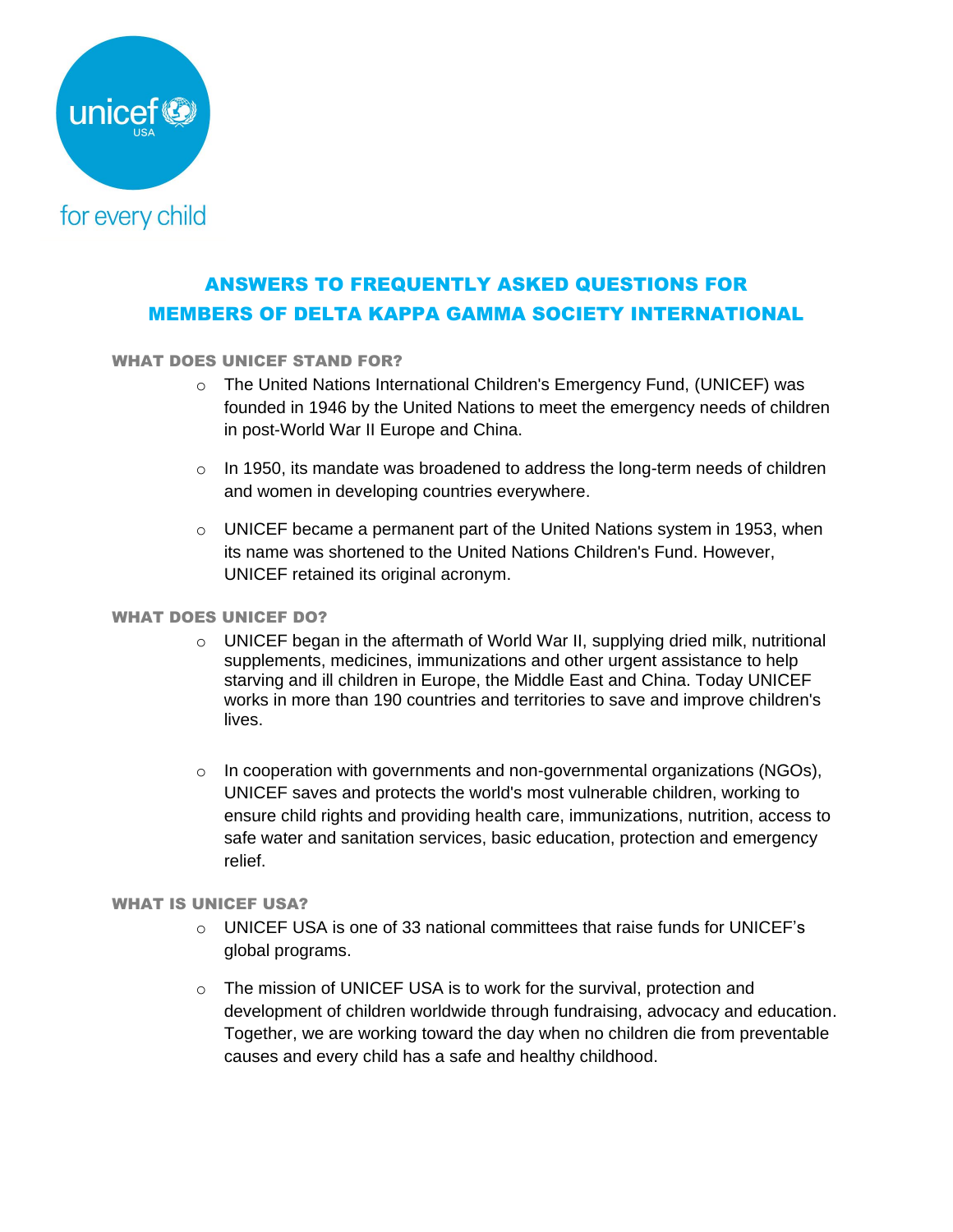unicef USA

for every child

# ANSWERS TO FREQUENTLY ASKED QUESTIONS FOR MEMBERS OF DELTA KAPPA GAMMA SOCIETY INTERNATIONAL

## WHAT DOES UNICEF STAND FOR?

- The United Nations International Children's Emergency Fund, (UNICEF) was founded in 1946 by the United Nations to meet the emergency needs of children in post-World War II Europe and China.
- In 1950, its mandate was broadened to address the long-term needs of children and women in developing countries everywhere.
- UNICEF became a permanent part of the United Nations system in 1953, when its name was shortened to the United Nations Children's Fund. However, UNICEF retained its original acronym.

## WHAT DOES UNICEF DO?

- UNICEF began in the aftermath of World War II, supplying dried milk, nutritional supplements, medicines, immunizations and other urgent assistance to help starving and ill children in Europe, the Middle East and China. Today UNICEF works in more than 190 countries and territories to save and improve children's lives.
- In cooperation with governments and non-governmental organizations (NGOs), UNICEF saves and protects the world's most vulnerable children, working to ensure child rights and providing health care, immunizations, nutrition, access to safe water and sanitation services, basic education, protection and emergency relief.

## WHAT IS UNICEF USA?

- UNICEF USA is one of 33 national committees that raise funds for UNICEF's global programs.
- The mission of UNICEF USA is to work for the survival, protection and development of children worldwide through fundraising, advocacy and education. Together, we are working toward the day when no children die from preventable causes and every child has a safe and healthy childhood.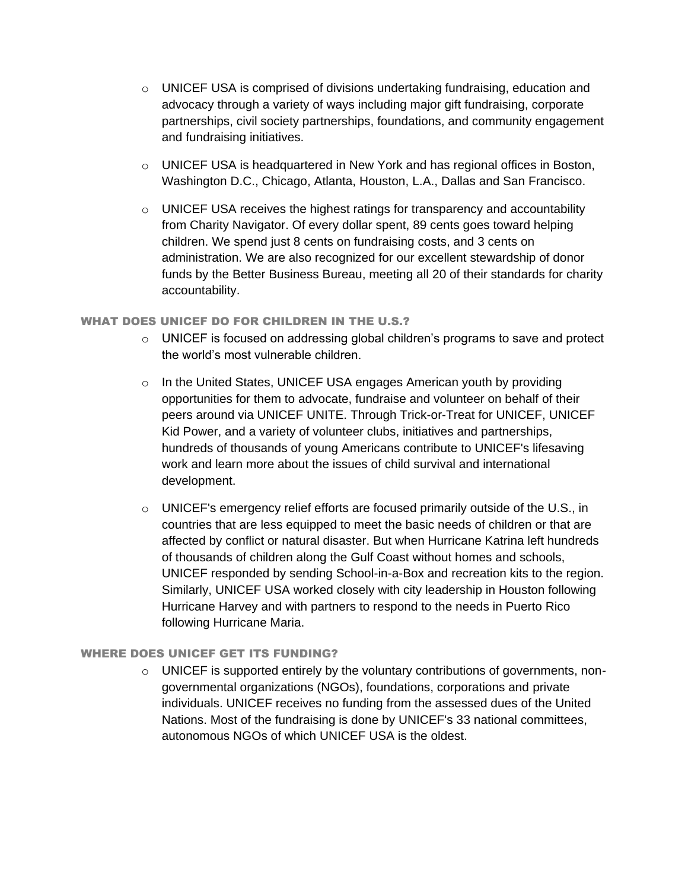- UNICEF USA is comprised of divisions undertaking fundraising, education and advocacy through a variety of ways including major gift fundraising, corporate partnerships, civil society partnerships, foundations, and community engagement and fundraising initiatives.
- UNICEF USA is headquartered in New York and has regional offices in Boston, Washington D.C., Chicago, Atlanta, Houston, L.A., Dallas and San Francisco.
- UNICEF USA receives the highest ratings for transparency and accountability from Charity Navigator. Of every dollar spent, 89 cents goes toward helping children. We spend just 8 cents on fundraising costs, and 3 cents on administration. We are also recognized for our excellent stewardship of donor funds by the Better Business Bureau, meeting all 20 of their standards for charity accountability.

### WHAT DOES UNICEF DO FOR CHILDREN IN THE U.S.?

- UNICEF is focused on addressing global children's programs to save and protect the world's most vulnerable children.
- In the United States, UNICEF USA engages American youth by providing opportunities for them to advocate, fundraise and volunteer on behalf of their peers around via UNICEF UNITE. Through Trick-or-Treat for UNICEF, UNICEF Kid Power, and a variety of volunteer clubs, initiatives and partnerships, hundreds of thousands of young Americans contribute to UNICEF's lifesaving work and learn more about the issues of child survival and international development.
- UNICEF's emergency relief efforts are focused primarily outside of the U.S., in countries that are less equipped to meet the basic needs of children or that are affected by conflict or natural disaster. But when Hurricane Katrina left hundreds of thousands of children along the Gulf Coast without homes and schools, UNICEF responded by sending School-in-a-Box and recreation kits to the region. Similarly, UNICEF USA worked closely with city leadership in Houston following Hurricane Harvey and with partners to respond to the needs in Puerto Rico following Hurricane Maria.

### WHERE DOES UNICEF GET ITS FUNDING?

- UNICEF is supported entirely by the voluntary contributions of governments, non-governmental organizations (NGOs), foundations, corporations and private individuals. UNICEF receives no funding from the assessed dues of the United Nations. Most of the fundraising is done by UNICEF's 33 national committees, autonomous NGOs of which UNICEF USA is the oldest.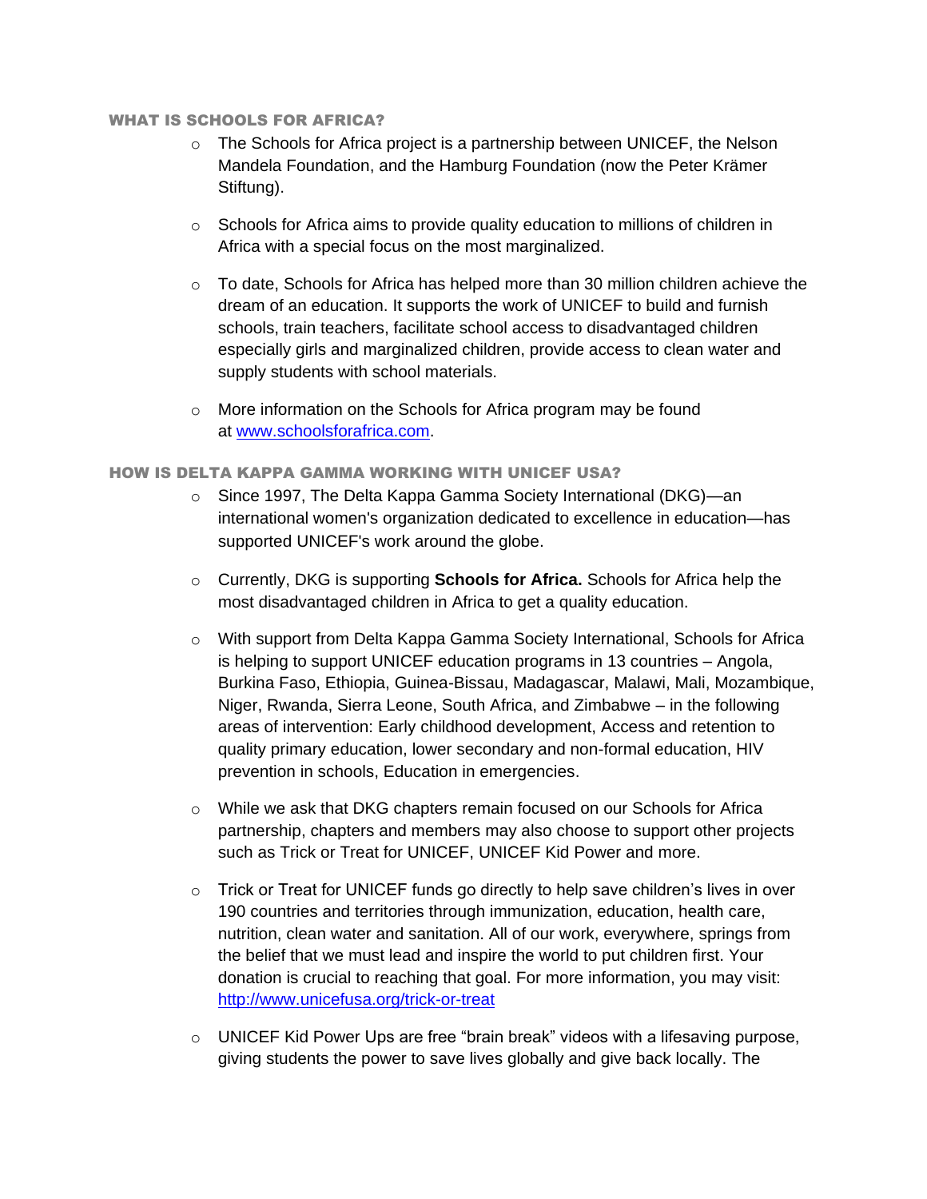## WHAT IS SCHOOLS FOR AFRICA?

- The Schools for Africa project is a partnership between UNICEF, the Nelson Mandela Foundation, and the Hamburg Foundation (now the Peter Krämer Stiftung).

- Schools for Africa aims to provide quality education to millions of children in Africa with a special focus on the most marginalized.

- To date, Schools for Africa has helped more than 30 million children achieve the dream of an education. It supports the work of UNICEF to build and furnish schools, train teachers, facilitate school access to disadvantaged children especially girls and marginalized children, provide access to clean water and supply students with school materials.

- More information on the Schools for Africa program may be found at [www.schoolsforafrica.com](http://www.schoolsforafrica.com).

## HOW IS DELTA KAPPA GAMMA WORKING WITH UNICEF USA?

- Since 1997, The Delta Kappa Gamma Society International (DKG)—an international women's organization dedicated to excellence in education—has supported UNICEF's work around the globe.

- Currently, DKG is supporting **Schools for Africa.** Schools for Africa help the most disadvantaged children in Africa to get a quality education.

- With support from Delta Kappa Gamma Society International, Schools for Africa is helping to support UNICEF education programs in 13 countries – Angola, Burkina Faso, Ethiopia, Guinea-Bissau, Madagascar, Malawi, Mali, Mozambique, Niger, Rwanda, Sierra Leone, South Africa, and Zimbabwe – in the following areas of intervention: Early childhood development, Access and retention to quality primary education, lower secondary and non-formal education, HIV prevention in schools, Education in emergencies.

- While we ask that DKG chapters remain focused on our Schools for Africa partnership, chapters and members may also choose to support other projects such as Trick or Treat for UNICEF, UNICEF Kid Power and more.

- Trick or Treat for UNICEF funds go directly to help save children's lives in over 190 countries and territories through immunization, education, health care, nutrition, clean water and sanitation. All of our work, everywhere, springs from the belief that we must lead and inspire the world to put children first. Your donation is crucial to reaching that goal. For more information, you may visit: [http://www.unicefusa.org/trick-or-treat](http://www.unicefusa.org/trick-or-treat)

- UNICEF Kid Power Ups are free "brain break" videos with a lifesaving purpose, giving students the power to save lives globally and give back locally. The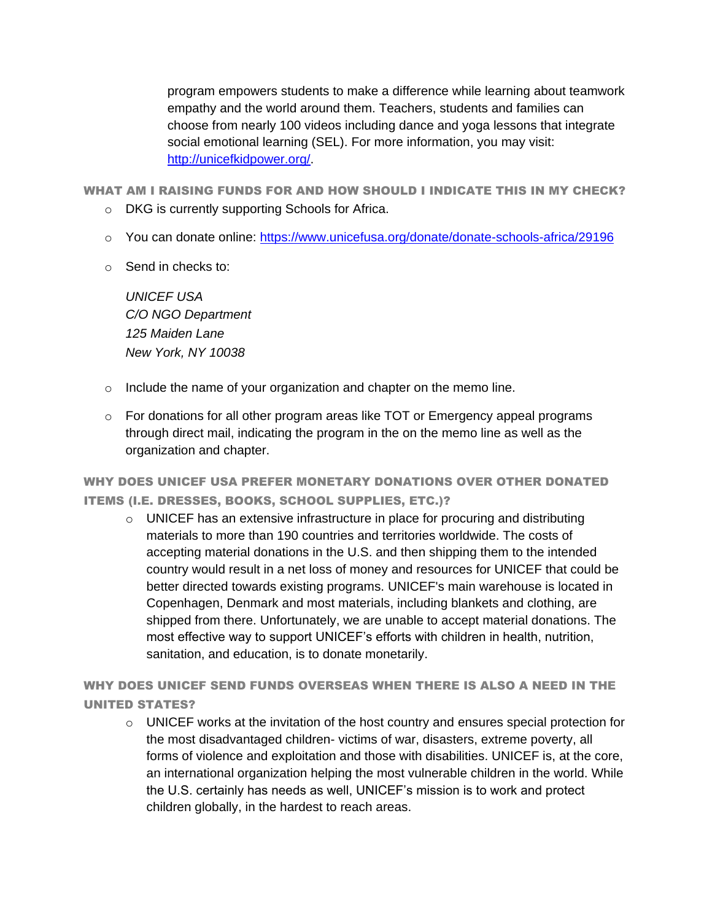program empowers students to make a difference while learning about teamwork empathy and the world around them. Teachers, students and families can choose from nearly 100 videos including dance and yoga lessons that integrate social emotional learning (SEL). For more information, you may visit: [http://unicefkidpower.org/](http://unicefkidpower.org/).

### WHAT AM I RAISING FUNDS FOR AND HOW SHOULD I INDICATE THIS IN MY CHECK?

- DKG is currently supporting Schools for Africa.
- You can donate online: [https://www.unicefusa.org/donate/donate-schools-africa/29196](https://www.unicefusa.org/donate/donate-schools-africa/29196)
- Send in checks to:

  *UNICEF USA*  
  *C/O NGO Department*  
  *125 Maiden Lane*  
  *New York, NY 10038*

- Include the name of your organization and chapter on the memo line.
- For donations for all other program areas like TOT or Emergency appeal programs through direct mail, indicating the program in the on the memo line as well as the organization and chapter.

### WHY DOES UNICEF USA PREFER MONETARY DONATIONS OVER OTHER DONATED ITEMS (I.E. DRESSES, BOOKS, SCHOOL SUPPLIES, ETC.)?

- UNICEF has an extensive infrastructure in place for procuring and distributing materials to more than 190 countries and territories worldwide. The costs of accepting material donations in the U.S. and then shipping them to the intended country would result in a net loss of money and resources for UNICEF that could be better directed towards existing programs. UNICEF's main warehouse is located in Copenhagen, Denmark and most materials, including blankets and clothing, are shipped from there. Unfortunately, we are unable to accept material donations. The most effective way to support UNICEF's efforts with children in health, nutrition, sanitation, and education, is to donate monetarily.

### WHY DOES UNICEF SEND FUNDS OVERSEAS WHEN THERE IS ALSO A NEED IN THE UNITED STATES?

- UNICEF works at the invitation of the host country and ensures special protection for the most disadvantaged children- victims of war, disasters, extreme poverty, all forms of violence and exploitation and those with disabilities. UNICEF is, at the core, an international organization helping the most vulnerable children in the world. While the U.S. certainly has needs as well, UNICEF's mission is to work and protect children globally, in the hardest to reach areas.